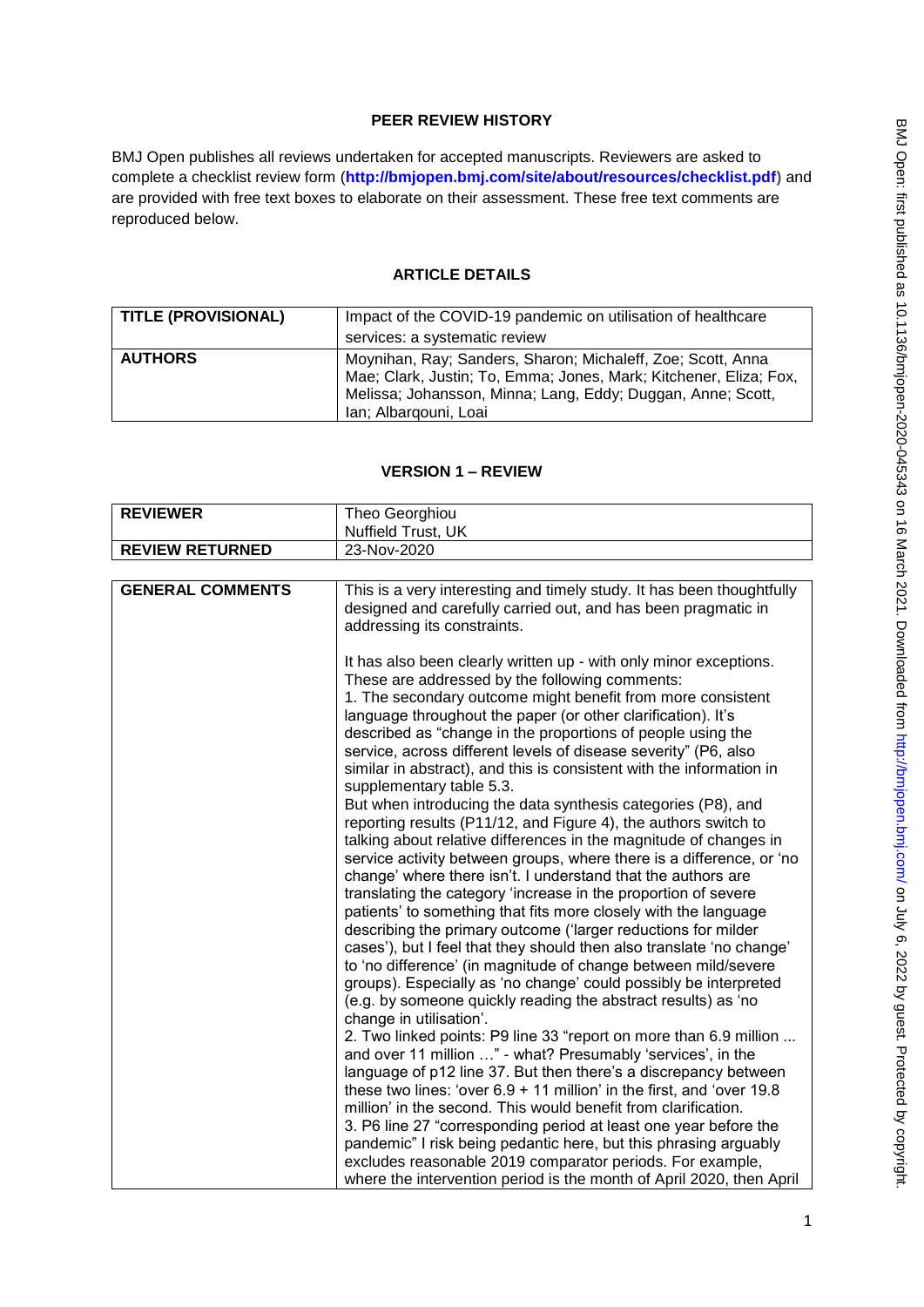## PEER REVIEW HISTORY

BMJ Open publishes all reviews undertaken for accepted manuscripts. Reviewers are asked to complete a checklist review form (**http://bmjopen.bmj.com/site/about/resources/checklist.pdf**) and are provided with free text boxes to elaborate on their assessment. These free text comments are reproduced below.

## ARTICLE DETAILS

| **TITLE (PROVISIONAL)** | Impact of the COVID-19 pandemic on utilisation of healthcare services: a systematic review |
|---|---|
| **AUTHORS** | Moynihan, Ray; Sanders, Sharon; Michaleff, Zoe; Scott, Anna Mae; Clark, Justin; To, Emma; Jones, Mark; Kitchener, Eliza; Fox, Melissa; Johansson, Minna; Lang, Eddy; Duggan, Anne; Scott, Ian; Albarqouni, Loai |

## VERSION 1 – REVIEW

| **REVIEWER** | Theo Georghiou<br>Nuffield Trust, UK |
|---|---|
| **REVIEW RETURNED** | 23-Nov-2020 |

| **GENERAL COMMENTS** | This is a very interesting and timely study. It has been thoughtfully designed and carefully carried out, and has been pragmatic in addressing its constraints.<br><br>It has also been clearly written up - with only minor exceptions. These are addressed by the following comments:<br>1. The secondary outcome might benefit from more consistent language throughout the paper (or other clarification). It's described as "change in the proportions of people using the service, across different levels of disease severity" (P6, also similar in abstract), and this is consistent with the information in supplementary table 5.3.<br>But when introducing the data synthesis categories (P8), and reporting results (P11/12, and Figure 4), the authors switch to talking about relative differences in the magnitude of changes in service activity between groups, where there is a difference, or 'no change' where there isn't. I understand that the authors are translating the category 'increase in the proportion of severe patients' to something that fits more closely with the language describing the primary outcome ('larger reductions for milder cases'), but I feel that they should then also translate 'no change' to 'no difference' (in magnitude of change between mild/severe groups). Especially as 'no change' could possibly be interpreted (e.g. by someone quickly reading the abstract results) as 'no change in utilisation'.<br>2. Two linked points: P9 line 33 "report on more than 6.9 million ... and over 11 million …" - what? Presumably 'services', in the language of p12 line 37. But then there's a discrepancy between these two lines: 'over 6.9 + 11 million' in the first, and 'over 19.8 million' in the second. This would benefit from clarification.<br>3. P6 line 27 "corresponding period at least one year before the pandemic" I risk being pedantic here, but this phrasing arguably excludes reasonable 2019 comparator periods. For example, where the intervention period is the month of April 2020, then April |
|---|---|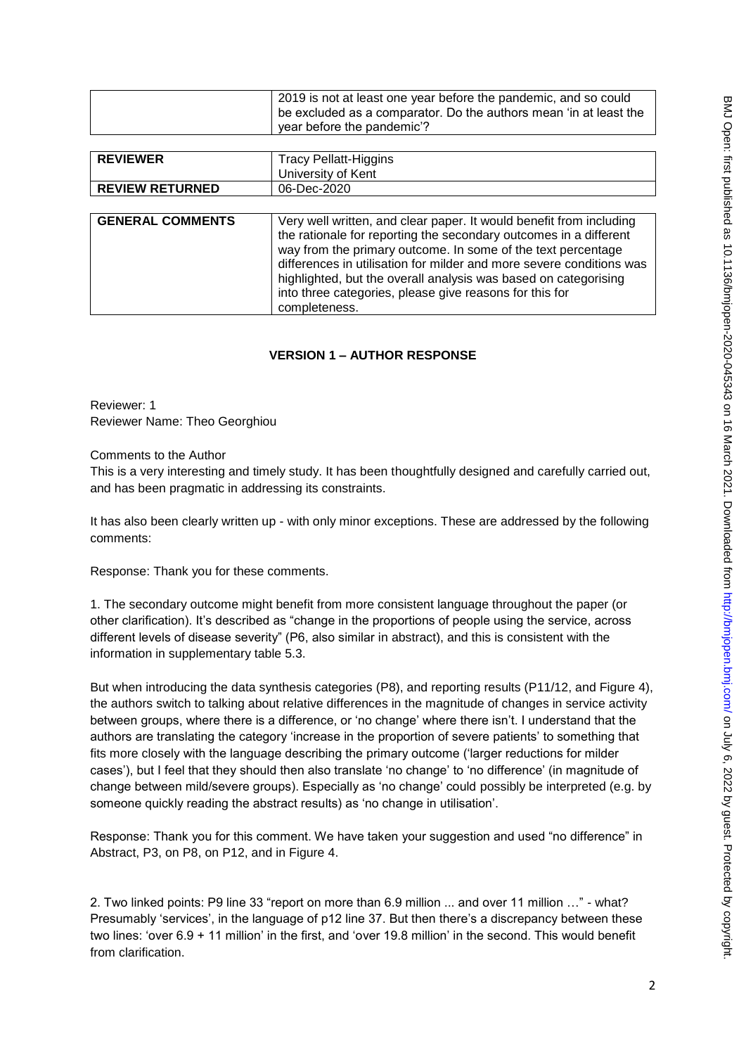| | 2019 is not at least one year before the pandemic, and so could be excluded as a comparator. Do the authors mean 'in at least the year before the pandemic'? |
|---|---|

| **REVIEWER** | Tracy Pellatt-Higgins<br>University of Kent |
|---|---|
| **REVIEW RETURNED** | 06-Dec-2020 |

| **GENERAL COMMENTS** | Very well written, and clear paper. It would benefit from including the rationale for reporting the secondary outcomes in a different way from the primary outcome. In some of the text percentage differences in utilisation for milder and more severe conditions was highlighted, but the overall analysis was based on categorising into three categories, please give reasons for this for completeness. |
|---|---|

**VERSION 1 – AUTHOR RESPONSE**

Reviewer: 1
Reviewer Name: Theo Georghiou

Comments to the Author
This is a very interesting and timely study. It has been thoughtfully designed and carefully carried out, and has been pragmatic in addressing its constraints.

It has also been clearly written up - with only minor exceptions. These are addressed by the following comments:

Response: Thank you for these comments.

1. The secondary outcome might benefit from more consistent language throughout the paper (or other clarification). It's described as "change in the proportions of people using the service, across different levels of disease severity" (P6, also similar in abstract), and this is consistent with the information in supplementary table 5.3.

But when introducing the data synthesis categories (P8), and reporting results (P11/12, and Figure 4), the authors switch to talking about relative differences in the magnitude of changes in service activity between groups, where there is a difference, or 'no change' where there isn't. I understand that the authors are translating the category 'increase in the proportion of severe patients' to something that fits more closely with the language describing the primary outcome ('larger reductions for milder cases'), but I feel that they should then also translate 'no change' to 'no difference' (in magnitude of change between mild/severe groups). Especially as 'no change' could possibly be interpreted (e.g. by someone quickly reading the abstract results) as 'no change in utilisation'.

Response: Thank you for this comment. We have taken your suggestion and used "no difference" in Abstract, P3, on P8, on P12, and in Figure 4.

2. Two linked points: P9 line 33 "report on more than 6.9 million ... and over 11 million …" - what? Presumably 'services', in the language of p12 line 37. But then there's a discrepancy between these two lines: 'over 6.9 + 11 million' in the first, and 'over 19.8 million' in the second. This would benefit from clarification.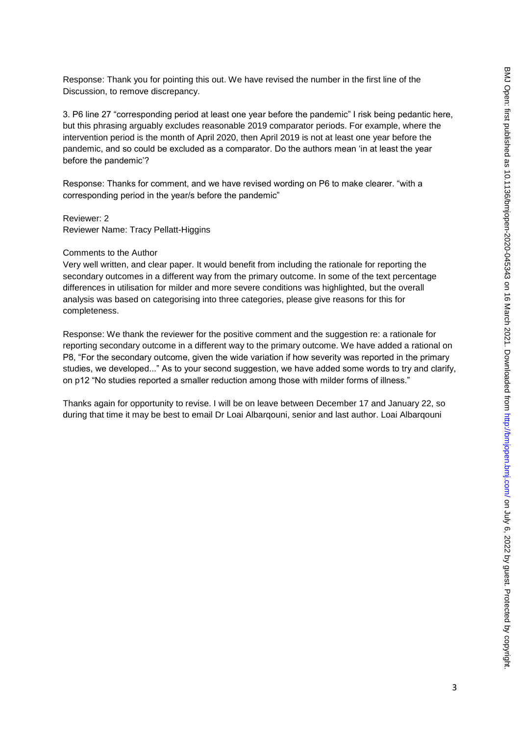Response: Thank you for pointing this out. We have revised the number in the first line of the Discussion, to remove discrepancy.

3. P6 line 27 "corresponding period at least one year before the pandemic" I risk being pedantic here, but this phrasing arguably excludes reasonable 2019 comparator periods. For example, where the intervention period is the month of April 2020, then April 2019 is not at least one year before the pandemic, and so could be excluded as a comparator. Do the authors mean 'in at least the year before the pandemic'?

Response: Thanks for comment, and we have revised wording on P6 to make clearer. "with a corresponding period in the year/s before the pandemic"

Reviewer: 2
Reviewer Name: Tracy Pellatt-Higgins

Comments to the Author
Very well written, and clear paper. It would benefit from including the rationale for reporting the secondary outcomes in a different way from the primary outcome. In some of the text percentage differences in utilisation for milder and more severe conditions was highlighted, but the overall analysis was based on categorising into three categories, please give reasons for this for completeness.

Response: We thank the reviewer for the positive comment and the suggestion re: a rationale for reporting secondary outcome in a different way to the primary outcome. We have added a rational on P8, "For the secondary outcome, given the wide variation if how severity was reported in the primary studies, we developed..." As to your second suggestion, we have added some words to try and clarify, on p12 "No studies reported a smaller reduction among those with milder forms of illness."

Thanks again for opportunity to revise. I will be on leave between December 17 and January 22, so during that time it may be best to email Dr Loai Albarqouni, senior and last author. Loai Albarqouni